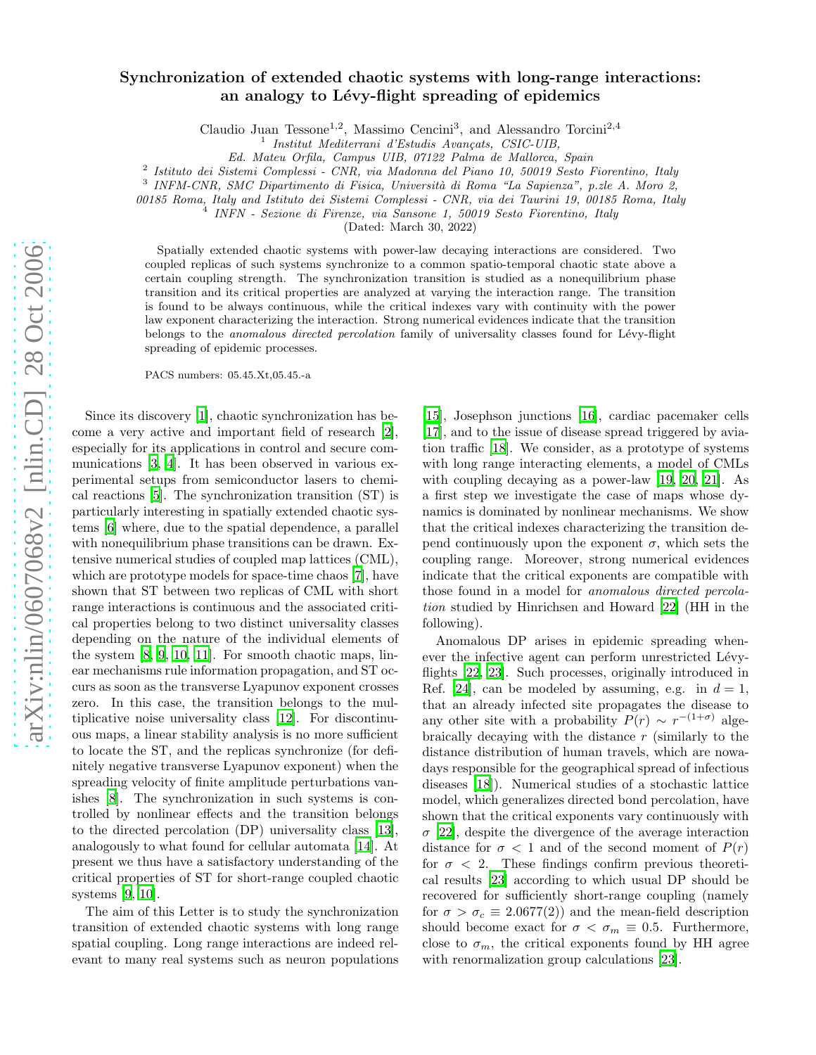# Synchronization of extended chaotic systems with long-range interactions: an analogy to Lévy-flight spreading of epidemics

Claudio Juan Tessone[1,2], Massimo Cencini[3], and Alessandro Torcini[2,4]

[1] *Institut Mediterrani d'Estudis Avançats, CSIC-UIB, Ed. Mateu Orfila, Campus UIB, 07122 Palma de Mallorca, Spain*
[2] *Istituto dei Sistemi Complessi - CNR, via Madonna del Piano 10, 50019 Sesto Fiorentino, Italy*
[3] *INFM-CNR, SMC Dipartimento di Fisica, Università di Roma "La Sapienza", p.zle A. Moro 2, 00185 Roma, Italy and Istituto dei Sistemi Complessi - CNR, via dei Taurini 19, 00185 Roma, Italy*
[4] *INFN - Sezione di Firenze, via Sansone 1, 50019 Sesto Fiorentino, Italy*

(Dated: March 30, 2022)

Spatially extended chaotic systems with power-law decaying interactions are considered. Two coupled replicas of such systems synchronize to a common spatio-temporal chaotic state above a certain coupling strength. The synchronization transition is studied as a nonequilibrium phase transition and its critical properties are analyzed at varying the interaction range. The transition is found to be always continuous, while the critical indexes vary with continuity with the power law exponent characterizing the interaction. Strong numerical evidences indicate that the transition belongs to the *anomalous directed percolation* family of universality classes found for Lévy-flight spreading of epidemic processes.

PACS numbers: 05.45.Xt,05.45.-a

Since its discovery [1], chaotic synchronization has become a very active and important field of research [2], especially for its applications in control and secure communications [3, 4]. It has been observed in various experimental setups from semiconductor lasers to chemical reactions [5]. The synchronization transition (ST) is particularly interesting in spatially extended chaotic systems [6] where, due to the spatial dependence, a parallel with nonequilibrium phase transitions can be drawn. Extensive numerical studies of coupled map lattices (CML), which are prototype models for space-time chaos [7], have shown that ST between two replicas of CML with short range interactions is continuous and the associated critical properties belong to two distinct universality classes depending on the nature of the individual elements of the system [8, 9, 10, 11]. For smooth chaotic maps, linear mechanisms rule information propagation, and ST occurs as soon as the transverse Lyapunov exponent crosses zero. In this case, the transition belongs to the multiplicative noise universality class [12]. For discontinuous maps, a linear stability analysis is no more sufficient to locate the ST, and the replicas synchronize (for definitely negative transverse Lyapunov exponent) when the spreading velocity of finite amplitude perturbations vanishes [8]. The synchronization in such systems is controlled by nonlinear effects and the transition belongs to the directed percolation (DP) universality class [13], analogously to what found for cellular automata [14]. At present we thus have a satisfactory understanding of the critical properties of ST for short-range coupled chaotic systems [9, 10].

The aim of this Letter is to study the synchronization transition of extended chaotic systems with long range spatial coupling. Long range interactions are indeed relevant to many real systems such as neuron populations [15], Josephson junctions [16], cardiac pacemaker cells [17], and to the issue of disease spread triggered by aviation traffic [18]. We consider, as a prototype of systems with long range interacting elements, a model of CMLs with coupling decaying as a power-law [19, 20, 21]. As a first step we investigate the case of maps whose dynamics is dominated by nonlinear mechanisms. We show that the critical indexes characterizing the transition depend continuously upon the exponent $\sigma$, which sets the coupling range. Moreover, strong numerical evidences indicate that the critical exponents are compatible with those found in a model for *anomalous directed percolation* studied by Hinrichsen and Howard [22] (HH in the following).

Anomalous DP arises in epidemic spreading whenever the infective agent can perform unrestricted Lévy-flights [22, 23]. Such processes, originally introduced in Ref. [24], can be modeled by assuming, e.g. in $d = 1$, that an already infected site propagates the disease to any other site with a probability $P(r) \sim r^{-(1+\sigma)}$ algebraically decaying with the distance $r$ (similarly to the distance distribution of human travels, which are nowadays responsible for the geographical spread of infectious diseases [18]). Numerical studies of a stochastic lattice model, which generalizes directed bond percolation, have shown that the critical exponents vary continuously with $\sigma$ [22], despite the divergence of the average interaction distance for $\sigma < 1$ and of the second moment of $P(r)$ for $\sigma < 2$. These findings confirm previous theoretical results [23] according to which usual DP should be recovered for sufficiently short-range coupling (namely for $\sigma > \sigma_c \equiv 2.0677(2)$) and the mean-field description should become exact for $\sigma < \sigma_m \equiv 0.5$. Furthermore, close to $\sigma_m$, the critical exponents found by HH agree with renormalization group calculations [23].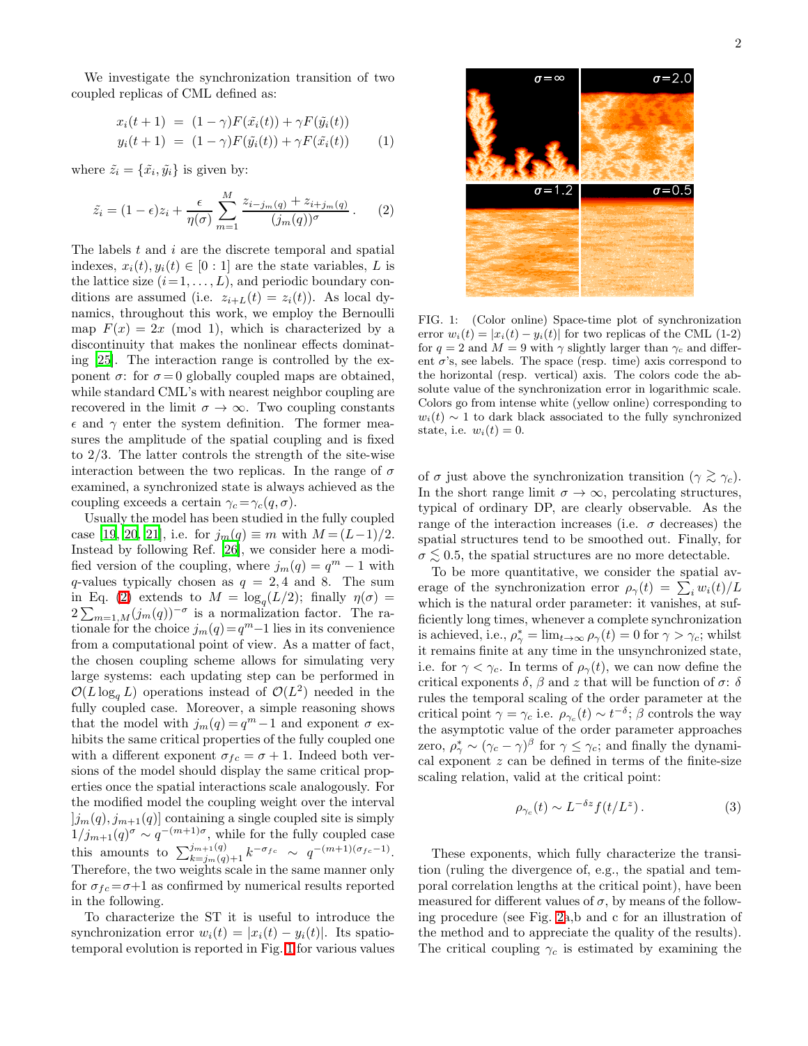We investigate the synchronization transition of two coupled replicas of CML defined as:

$$
\begin{aligned}
x_i(t+1) &= (1-\gamma)F(\tilde{x}_i(t)) + \gamma F(\tilde{y}_i(t)) \\
y_i(t+1) &= (1-\gamma)F(\tilde{y}_i(t)) + \gamma F(\tilde{x}_i(t))
\end{aligned} \quad (1)
$$

where $\tilde{z}_i = \{\tilde{x}_i, \tilde{y}_i\}$ is given by:

$$
\tilde{z}_i = (1-\epsilon)z_i + \frac{\epsilon}{\eta(\sigma)} \sum_{m=1}^{M} \frac{z_{i-j_m(q)} + z_{i+j_m(q)}}{(j_m(q))^\sigma} . \quad (2)
$$

The labels $t$ and $i$ are the discrete temporal and spatial indexes, $x_i(t), y_i(t) \in [0:1]$ are the state variables, $L$ is the lattice size ($i=1,\ldots,L$), and periodic boundary conditions are assumed (i.e. $z_{i+L}(t) = z_i(t)$). As local dynamics, throughout this work, we employ the Bernoulli map $F(x) = 2x \pmod 1$, which is characterized by a discontinuity that makes the nonlinear effects dominating [25]. The interaction range is controlled by the exponent $\sigma$: for $\sigma = 0$ globally coupled maps are obtained, while standard CML's with nearest neighbor coupling are recovered in the limit $\sigma \to \infty$. Two coupling constants $\epsilon$ and $\gamma$ enter the system definition. The former measures the amplitude of the spatial coupling and is fixed to 2/3. The latter controls the strength of the site-wise interaction between the two replicas. In the range of $\sigma$ examined, a synchronized state is always achieved as the coupling exceeds a certain $\gamma_c = \gamma_c(q,\sigma)$.

Usually the model has been studied in the fully coupled case [19, 20, 21], i.e. for $j_m(q) \equiv m$ with $M = (L-1)/2$. Instead by following Ref. [26], we consider here a modified version of the coupling, where $j_m(q) = q^m - 1$ with $q$-values typically chosen as $q = 2, 4$ and 8. The sum in Eq. (2) extends to $M = \log_q(L/2)$; finally $\eta(\sigma) = 2\sum_{m=1,M}(j_m(q))^{-\sigma}$ is a normalization factor. The rationale for the choice $j_m(q) = q^m - 1$ lies in its convenience from a computational point of view. As a matter of fact, the chosen coupling scheme allows for simulating very large systems: each updating step can be performed in $\mathcal{O}(L \log_q L)$ operations instead of $\mathcal{O}(L^2)$ needed in the fully coupled case. Moreover, a simple reasoning shows that the model with $j_m(q) = q^m - 1$ and exponent $\sigma$ exhibits the same critical properties of the fully coupled one with a different exponent $\sigma_{fc} = \sigma + 1$. Indeed both versions of the model should display the same critical properties once the spatial interactions scale analogously. For the modified model the coupling weight over the interval $]j_m(q), j_{m+1}(q)]$ containing a single coupled site is simply $1/j_{m+1}(q)^\sigma \sim q^{-(m+1)\sigma}$, while for the fully coupled case this amounts to $\sum_{k=j_m(q)+1}^{j_{m+1}(q)} k^{-\sigma_{fc}} \sim q^{-(m+1)(\sigma_{fc}-1)}$. Therefore, the two weights scale in the same manner only for $\sigma_{fc} = \sigma + 1$ as confirmed by numerical results reported in the following.

To characterize the ST it is useful to introduce the synchronization error $w_i(t) = |x_i(t) - y_i(t)|$. Its spatio-temporal evolution is reported in Fig. 1 for various values of $\sigma$ just above the synchronization transition ($\gamma \gtrsim \gamma_c$). In the short range limit $\sigma \to \infty$, percolating structures, typical of ordinary DP, are clearly observable. As the range of the interaction increases (i.e. $\sigma$ decreases) the spatial structures tend to be smoothed out. Finally, for $\sigma \lesssim 0.5$, the spatial structures are no more detectable.

FIG. 1: (Color online) Space-time plot of synchronization error $w_i(t) = |x_i(t) - y_i(t)|$ for two replicas of the CML (1-2) for $q = 2$ and $M = 9$ with $\gamma$ slightly larger than $\gamma_c$ and different $\sigma$'s, see labels. The space (resp. time) axis correspond to the horizontal (resp. vertical) axis. The colors code the absolute value of the synchronization error in logarithmic scale. Colors go from intense white (yellow online) corresponding to $w_i(t) \sim 1$ to dark black associated to the fully synchronized state, i.e. $w_i(t) = 0$.

To be more quantitative, we consider the spatial average of the synchronization error $\rho_\gamma(t) = \sum_i w_i(t)/L$ which is the natural order parameter: it vanishes, at sufficiently long times, whenever a complete synchronization is achieved, i.e., $\rho^*_\gamma = \lim_{t\to\infty} \rho_\gamma(t) = 0$ for $\gamma > \gamma_c$; whilst it remains finite at any time in the unsynchronized state, i.e. for $\gamma < \gamma_c$. In terms of $\rho_\gamma(t)$, we can now define the critical exponents $\delta$, $\beta$ and $z$ that will be function of $\sigma$: $\delta$ rules the temporal scaling of the order parameter at the critical point $\gamma = \gamma_c$ i.e. $\rho_{\gamma_c}(t) \sim t^{-\delta}$; $\beta$ controls the way the asymptotic value of the order parameter approaches zero, $\rho^*_\gamma \sim (\gamma_c - \gamma)^\beta$ for $\gamma \le \gamma_c$; and finally the dynamical exponent $z$ can be defined in terms of the finite-size scaling relation, valid at the critical point:

$$
\rho_{\gamma_c}(t) \sim L^{-\delta z} f(t/L^z) . \quad (3)
$$

These exponents, which fully characterize the transition (ruling the divergence of, e.g., the spatial and temporal correlation lengths at the critical point), have been measured for different values of $\sigma$, by means of the following procedure (see Fig. 2a,b and c for an illustration of the method and to appreciate the quality of the results). The critical coupling $\gamma_c$ is estimated by examining the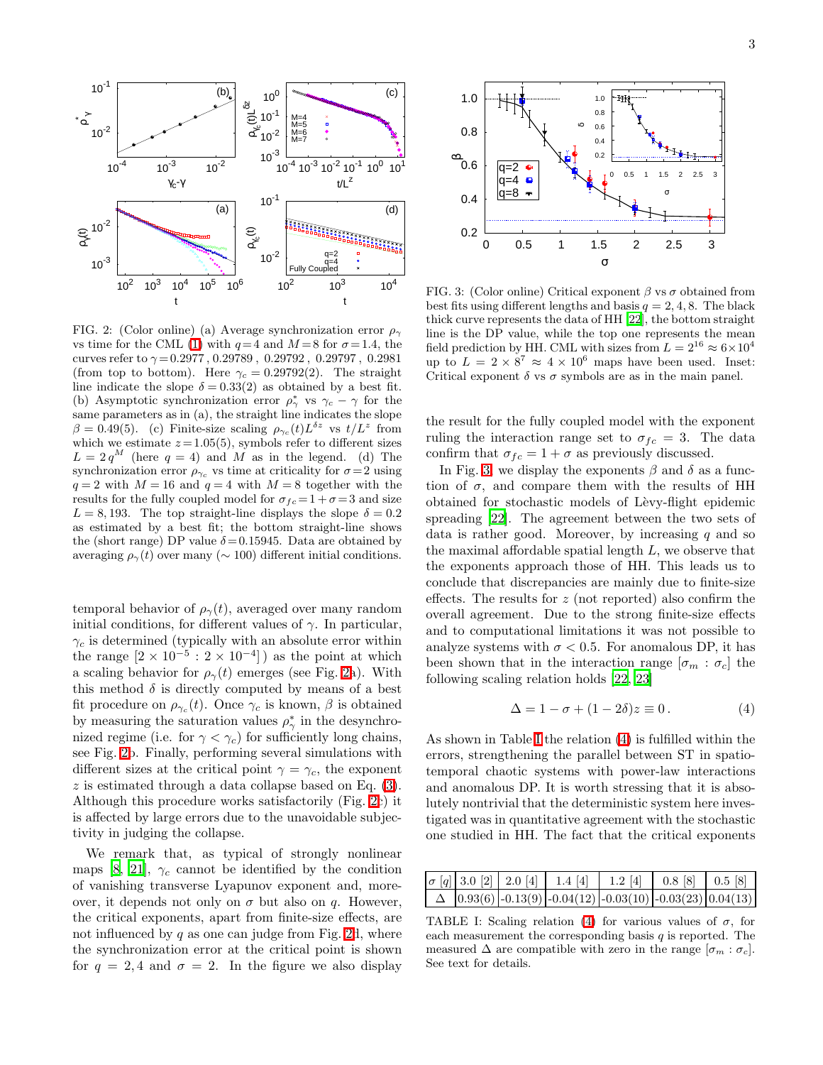FIG. 2: (Color online) (a) Average synchronization error $\rho_\gamma$ vs time for the CML (1) with $q=4$ and $M=8$ for $\sigma=1.4$, the curves refer to $\gamma=0.2977$, $0.29789$, $0.29792$, $0.29797$, $0.2981$ (from top to bottom). Here $\gamma_c = 0.29792(2)$. The straight line indicate the slope $\delta = 0.33(2)$ as obtained by a best fit. (b) Asymptotic synchronization error $\rho^*_\gamma$ vs $\gamma_c - \gamma$ for the same parameters as in (a), the straight line indicates the slope $\beta = 0.49(5)$. (c) Finite-size scaling $\rho_{\gamma_c}(t)L^{\delta z}$ vs $t/L^z$ from which we estimate $z=1.05(5)$, symbols refer to different sizes $L = 2\,q^M$ (here $q = 4$) and $M$ as in the legend. (d) The synchronization error $\rho_{\gamma_c}$ vs time at criticality for $\sigma=2$ using $q=2$ with $M=16$ and $q=4$ with $M=8$ together with the results for the fully coupled model for $\sigma_{fc}=1+\sigma=3$ and size $L = 8,193$. The top straight-line displays the slope $\delta = 0.2$ as estimated by a best fit; the bottom straight-line shows the (short range) DP value $\delta=0.15945$. Data are obtained by averaging $\rho_\gamma(t)$ over many ($\sim 100$) different initial conditions.

temporal behavior of $\rho_\gamma(t)$, averaged over many random initial conditions, for different values of $\gamma$. In particular, $\gamma_c$ is determined (typically with an absolute error within the range $[2\times10^{-5} : 2\times10^{-4}]$) as the point at which a scaling behavior for $\rho_\gamma(t)$ emerges (see Fig. 2a). With this method $\delta$ is directly computed by means of a best fit procedure on $\rho_{\gamma_c}(t)$. Once $\gamma_c$ is known, $\beta$ is obtained by measuring the saturation values $\rho^*_\gamma$ in the desynchronized regime (i.e. for $\gamma < \gamma_c$) for sufficiently long chains, see Fig. 2b. Finally, performing several simulations with different sizes at the critical point $\gamma = \gamma_c$, the exponent $z$ is estimated through a data collapse based on Eq. (3). Although this procedure works satisfactorily (Fig. 2c) it is affected by large errors due to the unavoidable subjectivity in judging the collapse.

We remark that, as typical of strongly nonlinear maps [8, 21], $\gamma_c$ cannot be identified by the condition of vanishing transverse Lyapunov exponent and, moreover, it depends not only on $\sigma$ but also on $q$. However, the critical exponents, apart from finite-size effects, are not influenced by $q$ as one can judge from Fig. 2d, where the synchronization error at the critical point is shown for $q = 2, 4$ and $\sigma = 2$. In the figure we also display

FIG. 3: (Color online) Critical exponent $\beta$ vs $\sigma$ obtained from best fits using different lengths and basis $q = 2, 4, 8$. The black thick curve represents the data of HH [22], the bottom straight line is the DP value, while the top one represents the mean field prediction by HH. CML with sizes from $L = 2^{16} \approx 6\times10^4$ up to $L = 2\times8^7 \approx 4\times10^6$ maps have been used. Inset: Critical exponent $\delta$ vs $\sigma$ symbols are as in the main panel.

the result for the fully coupled model with the exponent ruling the interaction range set to $\sigma_{fc} = 3$. The data confirm that $\sigma_{fc} = 1+\sigma$ as previously discussed.

In Fig. 3, we display the exponents $\beta$ and $\delta$ as a function of $\sigma$, and compare them with the results of HH obtained for stochastic models of Lèvy-flight epidemic spreading [22]. The agreement between the two sets of data is rather good. Moreover, by increasing $q$ and so the maximal affordable spatial length $L$, we observe that the exponents approach those of HH. This leads us to conclude that discrepancies are mainly due to finite-size effects. The results for $z$ (not reported) also confirm the overall agreement. Due to the strong finite-size effects and to computational limitations it was not possible to analyze systems with $\sigma < 0.5$. For anomalous DP, it has been shown that in the interaction range $[\sigma_m : \sigma_c]$ the following scaling relation holds [22, 23]

$$\Delta = 1 - \sigma + (1 - 2\delta)z \equiv 0\,. \tag{4}$$

As shown in Table I the relation (4) is fulfilled within the errors, strengthening the parallel between ST in spatio-temporal chaotic systems with power-law interactions and anomalous DP. It is worth stressing that it is absolutely nontrivial that the deterministic system here investigated was in quantitative agreement with the stochastic one studied in HH. The fact that the critical exponents

| $\sigma$ [$q$] | 3.0 [2] | 2.0 [4] | 1.4 [4] | 1.2 [4] | 0.8 [8] | 0.5 [8] |
|---|---|---|---|---|---|---|
| $\Delta$ | 0.93(6) | -0.13(9) | -0.04(12) | -0.03(10) | -0.03(23) | 0.04(13) |

TABLE I: Scaling relation (4) for various values of $\sigma$, for each measurement the corresponding basis $q$ is reported. The measured $\Delta$ are compatible with zero in the range $[\sigma_m : \sigma_c]$. See text for details.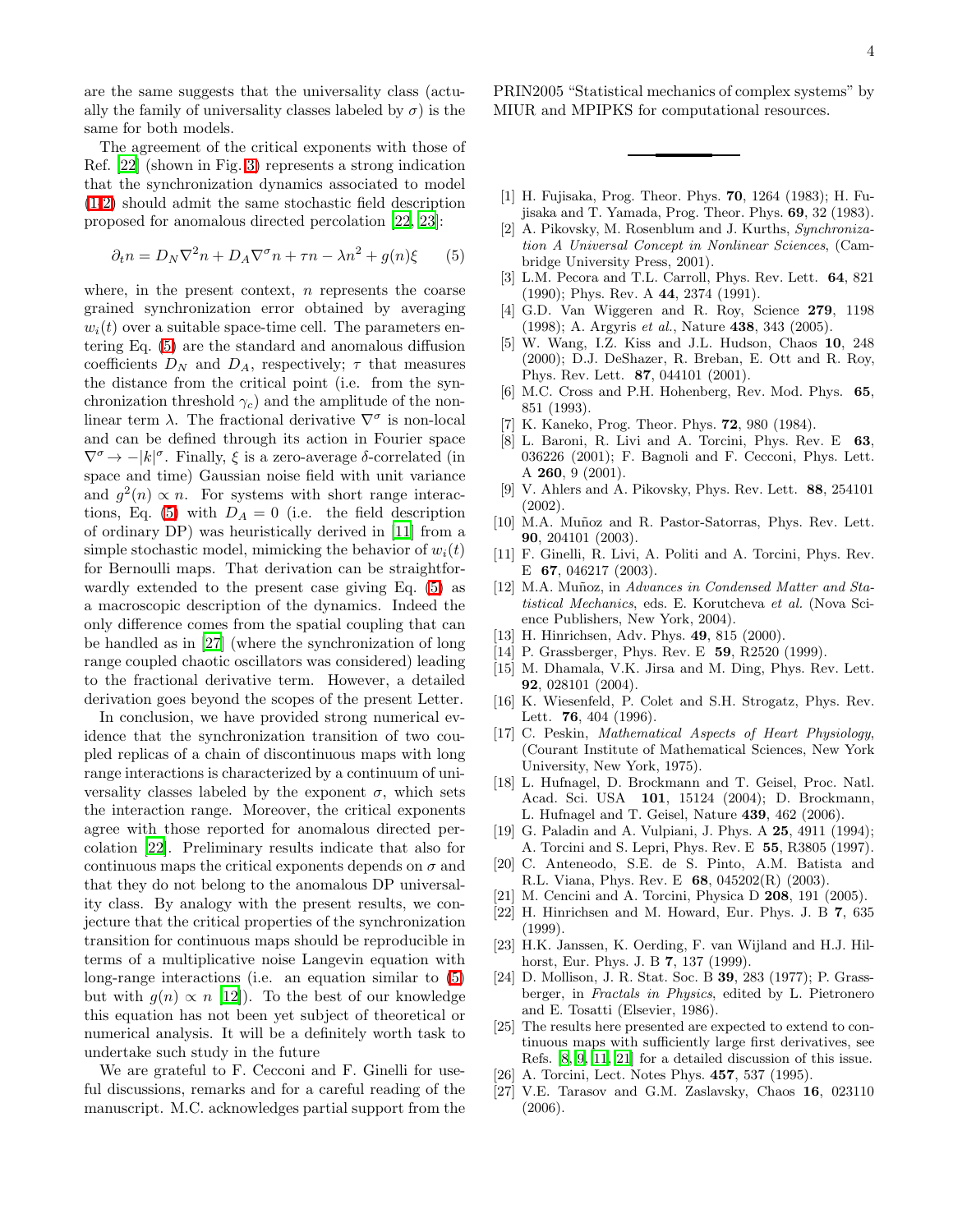are the same suggests that the universality class (actually the family of universality classes labeled by $\sigma$) is the same for both models.

The agreement of the critical exponents with those of Ref. [22] (shown in Fig. 3) represents a strong indication that the synchronization dynamics associated to model (1-2) should admit the same stochastic field description proposed for anomalous directed percolation [22, 23]:

$$\partial_t n = D_N \nabla^2 n + D_A \nabla^\sigma n + \tau n - \lambda n^2 + g(n)\xi \qquad (5)$$

where, in the present context, $n$ represents the coarse grained synchronization error obtained by averaging $w_i(t)$ over a suitable space-time cell. The parameters entering Eq. (5) are the standard and anomalous diffusion coefficients $D_N$ and $D_A$, respectively; $\tau$ that measures the distance from the critical point (i.e. from the synchronization threshold $\gamma_c$) and the amplitude of the nonlinear term $\lambda$. The fractional derivative $\nabla^\sigma$ is non-local and can be defined through its action in Fourier space $\nabla^\sigma \to -|k|^\sigma$. Finally, $\xi$ is a zero-average $\delta$-correlated (in space and time) Gaussian noise field with unit variance and $g^2(n) \propto n$. For systems with short range interactions, Eq. (5) with $D_A = 0$ (i.e. the field description of ordinary DP) was heuristically derived in [11] from a simple stochastic model, mimicking the behavior of $w_i(t)$ for Bernoulli maps. That derivation can be straightforwardly extended to the present case giving Eq. (5) as a macroscopic description of the dynamics. Indeed the only difference comes from the spatial coupling that can be handled as in [27] (where the synchronization of long range coupled chaotic oscillators was considered) leading to the fractional derivative term. However, a detailed derivation goes beyond the scopes of the present Letter.

In conclusion, we have provided strong numerical evidence that the synchronization transition of two coupled replicas of a chain of discontinuous maps with long range interactions is characterized by a continuum of universality classes labeled by the exponent $\sigma$, which sets the interaction range. Moreover, the critical exponents agree with those reported for anomalous directed percolation [22]. Preliminary results indicate that also for continuous maps the critical exponents depends on $\sigma$ and that they do not belong to the anomalous DP universality class. By analogy with the present results, we conjecture that the critical properties of the synchronization transition for continuous maps should be reproducible in terms of a multiplicative noise Langevin equation with long-range interactions (i.e. an equation similar to (5) but with $g(n) \propto n$ [12]). To the best of our knowledge this equation has not been yet subject of theoretical or numerical analysis. It will be a definitely worth task to undertake such study in the future

We are grateful to F. Cecconi and F. Ginelli for useful discussions, remarks and for a careful reading of the manuscript. M.C. acknowledges partial support from the PRIN2005 "Statistical mechanics of complex systems" by MIUR and MPIPKS for computational resources.

---

- [1] H. Fujisaka, Prog. Theor. Phys. **70**, 1264 (1983); H. Fujisaka and T. Yamada, Prog. Theor. Phys. **69**, 32 (1983).
- [2] A. Pikovsky, M. Rosenblum and J. Kurths, *Synchronization A Universal Concept in Nonlinear Sciences*, (Cambridge University Press, 2001).
- [3] L.M. Pecora and T.L. Carroll, Phys. Rev. Lett. **64**, 821 (1990); Phys. Rev. A **44**, 2374 (1991).
- [4] G.D. Van Wiggeren and R. Roy, Science **279**, 1198 (1998); A. Argyris *et al.*, Nature **438**, 343 (2005).
- [5] W. Wang, I.Z. Kiss and J.L. Hudson, Chaos **10**, 248 (2000); D.J. DeShazer, R. Breban, E. Ott and R. Roy, Phys. Rev. Lett. **87**, 044101 (2001).
- [6] M.C. Cross and P.H. Hohenberg, Rev. Mod. Phys. **65**, 851 (1993).
- [7] K. Kaneko, Prog. Theor. Phys. **72**, 980 (1984).
- [8] L. Baroni, R. Livi and A. Torcini, Phys. Rev. E **63**, 036226 (2001); F. Bagnoli and F. Cecconi, Phys. Lett. A **260**, 9 (2001).
- [9] V. Ahlers and A. Pikovsky, Phys. Rev. Lett. **88**, 254101 (2002).
- [10] M.A. Muñoz and R. Pastor-Satorras, Phys. Rev. Lett. **90**, 204101 (2003).
- [11] F. Ginelli, R. Livi, A. Politi and A. Torcini, Phys. Rev. E **67**, 046217 (2003).
- [12] M.A. Muñoz, in *Advances in Condensed Matter and Statistical Mechanics*, eds. E. Korutcheva *et al.* (Nova Science Publishers, New York, 2004).
- [13] H. Hinrichsen, Adv. Phys. **49**, 815 (2000).
- [14] P. Grassberger, Phys. Rev. E **59**, R2520 (1999).
- [15] M. Dhamala, V.K. Jirsa and M. Ding, Phys. Rev. Lett. **92**, 028101 (2004).
- [16] K. Wiesenfeld, P. Colet and S.H. Strogatz, Phys. Rev. Lett. **76**, 404 (1996).
- [17] C. Peskin, *Mathematical Aspects of Heart Physiology*, (Courant Institute of Mathematical Sciences, New York University, New York, 1975).
- [18] L. Hufnagel, D. Brockmann and T. Geisel, Proc. Natl. Acad. Sci. USA **101**, 15124 (2004); D. Brockmann, L. Hufnagel and T. Geisel, Nature **439**, 462 (2006).
- [19] G. Paladin and A. Vulpiani, J. Phys. A **25**, 4911 (1994); A. Torcini and S. Lepri, Phys. Rev. E **55**, R3805 (1997).
- [20] C. Anteneodo, S.E. de S. Pinto, A.M. Batista and R.L. Viana, Phys. Rev. E **68**, 045202(R) (2003).
- [21] M. Cencini and A. Torcini, Physica D **208**, 191 (2005).
- [22] H. Hinrichsen and M. Howard, Eur. Phys. J. B **7**, 635 (1999).
- [23] H.K. Janssen, K. Oerding, F. van Wijland and H.J. Hilhorst, Eur. Phys. J. B **7**, 137 (1999).
- [24] D. Mollison, J. R. Stat. Soc. B **39**, 283 (1977); P. Grassberger, in *Fractals in Physics*, edited by L. Pietronero and E. Tosatti (Elsevier, 1986).
- [25] The results here presented are expected to extend to continuous maps with sufficiently large first derivatives, see Refs. [8, 9, 11, 21] for a detailed discussion of this issue.
- [26] A. Torcini, Lect. Notes Phys. **457**, 537 (1995).
- [27] V.E. Tarasov and G.M. Zaslavsky, Chaos **16**, 023110 (2006).